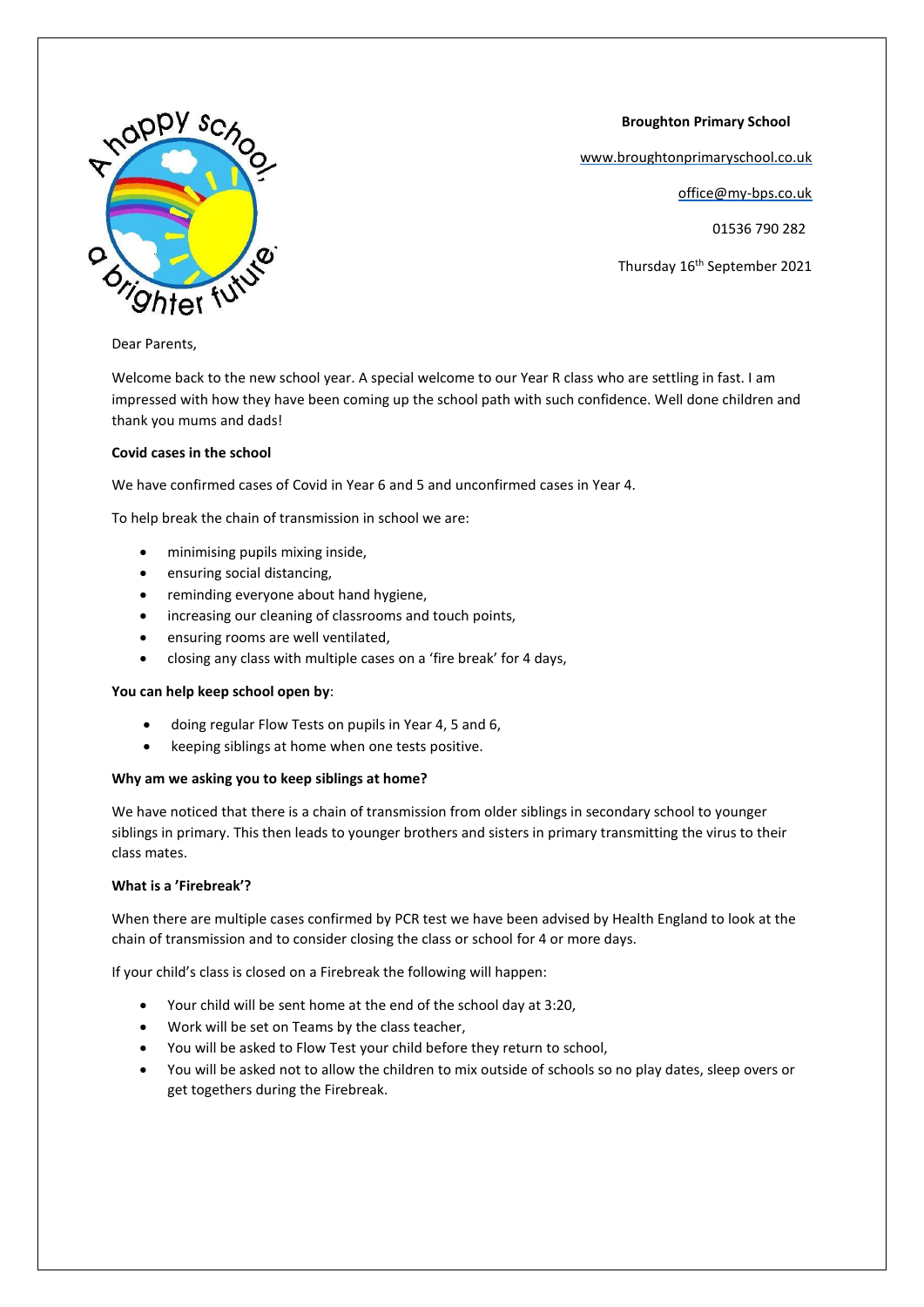A happy school, a brighter future.

**Broughton Primary School**

www.broughtonprimaryschool.co.uk

office@my-bps.co.uk

01536 790 282

Thursday 16th September 2021

Dear Parents,

Welcome back to the new school year. A special welcome to our Year R class who are settling in fast. I am impressed with how they have been coming up the school path with such confidence. Well done children and thank you mums and dads!

**Covid cases in the school**

We have confirmed cases of Covid in Year 6 and 5 and unconfirmed cases in Year 4.

To help break the chain of transmission in school we are:

- minimising pupils mixing inside,
- ensuring social distancing,
- reminding everyone about hand hygiene,
- increasing our cleaning of classrooms and touch points,
- ensuring rooms are well ventilated,
- closing any class with multiple cases on a 'fire break' for 4 days,

**You can help keep school open by**:

- doing regular Flow Tests on pupils in Year 4, 5 and 6,
- keeping siblings at home when one tests positive.

**Why am we asking you to keep siblings at home?**

We have noticed that there is a chain of transmission from older siblings in secondary school to younger siblings in primary. This then leads to younger brothers and sisters in primary transmitting the virus to their class mates.

**What is a 'Firebreak'?**

When there are multiple cases confirmed by PCR test we have been advised by Health England to look at the chain of transmission and to consider closing the class or school for 4 or more days.

If your child's class is closed on a Firebreak the following will happen:

- Your child will be sent home at the end of the school day at 3:20,
- Work will be set on Teams by the class teacher,
- You will be asked to Flow Test your child before they return to school,
- You will be asked not to allow the children to mix outside of schools so no play dates, sleep overs or get togethers during the Firebreak.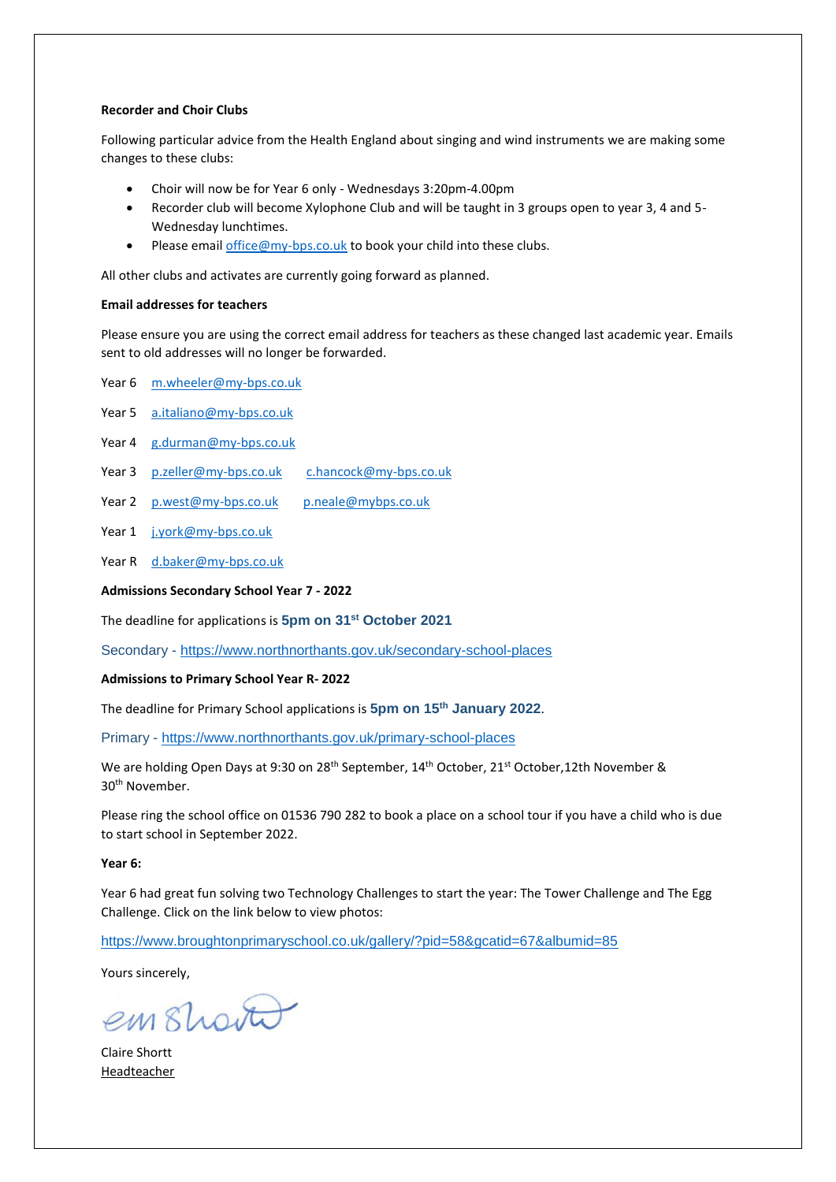**Recorder and Choir Clubs**

Following particular advice from the Health England about singing and wind instruments we are making some changes to these clubs:

- Choir will now be for Year 6 only - Wednesdays 3:20pm-4.00pm
- Recorder club will become Xylophone Club and will be taught in 3 groups open to year 3, 4 and 5- Wednesday lunchtimes.
- Please email office@my-bps.co.uk to book your child into these clubs.

All other clubs and activates are currently going forward as planned.

**Email addresses for teachers**

Please ensure you are using the correct email address for teachers as these changed last academic year. Emails sent to old addresses will no longer be forwarded.

Year 6 m.wheeler@my-bps.co.uk

Year 5 a.italiano@my-bps.co.uk

Year 4 g.durman@my-bps.co.uk

Year 3 p.zeller@my-bps.co.uk c.hancock@my-bps.co.uk

Year 2 p.west@my-bps.co.uk p.neale@mybps.co.uk

Year 1 j.york@my-bps.co.uk

Year R d.baker@my-bps.co.uk

**Admissions Secondary School Year 7 - 2022**

The deadline for applications is **5pm on 31st October 2021**

Secondary - https://www.northnorthants.gov.uk/secondary-school-places

**Admissions to Primary School Year R- 2022**

The deadline for Primary School applications is **5pm on 15th January 2022**.

Primary - https://www.northnorthants.gov.uk/primary-school-places

We are holding Open Days at 9:30 on 28th September, 14th October, 21st October,12th November & 30th November.

Please ring the school office on 01536 790 282 to book a place on a school tour if you have a child who is due to start school in September 2022.

**Year 6:**

Year 6 had great fun solving two Technology Challenges to start the year: The Tower Challenge and The Egg Challenge. Click on the link below to view photos:

https://www.broughtonprimaryschool.co.uk/gallery/?pid=58&gcatid=67&albumid=85

Yours sincerely,

Claire Shortt
Headteacher